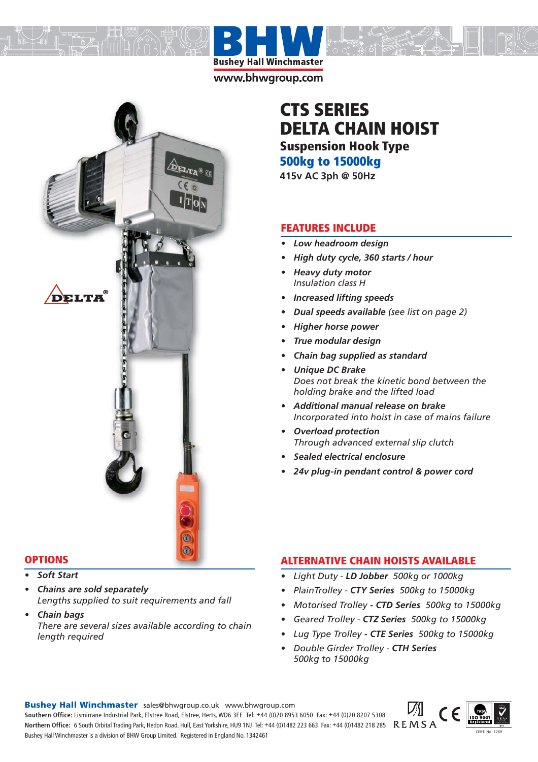# BHW

Bushey Hall Winchmaster

www.bhwgroup.com

# CTS SERIES DELTA CHAIN HOIST

## Suspension Hook Type

## 500kg to 15000kg

**415v AC 3ph @ 50Hz**

## FEATURES INCLUDE

- ***Low headroom design***
- ***High duty cycle, 360 starts / hour***
- ***Heavy duty motor***
  *Insulation class H*
- ***Increased lifting speeds***
- ***Dual speeds available*** *(see list on page 2)*
- ***Higher horse power***
- ***True modular design***
- ***Chain bag supplied as standard***
- ***Unique DC Brake***
  *Does not break the kinetic bond between the holding brake and the lifted load*
- ***Additional manual release on brake***
  *Incorporated into hoist in case of mains failure*
- ***Overload protection***
  *Through advanced external slip clutch*
- ***Sealed electrical enclosure***
- ***24v plug-in pendant control & power cord***

## OPTIONS

- ***Soft Start***
- ***Chains are sold separately***
  *Lengths supplied to suit requirements and fall*
- ***Chain bags***
  *There are several sizes available according to chain length required*

## ALTERNATIVE CHAIN HOISTS AVAILABLE

- *Light Duty -* ***LD Jobber*** *500kg or 1000kg*
- *PlainTrolley -* ***CTY Series*** *500kg to 15000kg*
- *Motorised Trolley -* ***CTD Series*** *500kg to 15000kg*
- *Geared Trolley -* ***CTZ Series*** *500kg to 15000kg*
- *Lug Type Trolley -* ***CTE Series*** *500kg to 15000kg*
- *Double Girder Trolley -* ***CTH Series*** *500kg to 15000kg*

**Bushey Hall Winchmaster** sales@bhwgroup.co.uk www.bhwgroup.com

**Southern Office:** Lismirrane Industrial Park, Elstree Road, Elstree, Herts, WD6 3EE Tel: +44 (0)20 8953 6050 Fax: +44 (0)20 8207 5308

**Northern Office:** 6 South Orbital Trading Park, Hedon Road, Hull, East Yorkshire, HU9 1NJ Tel: +44 (0)1482 223 663 Fax: +44 (0)1482 218 285

Bushey Hall Winchmaster is a division of BHW Group Limited. Registered in England No. 1342461

REMSA

CERT. No. 1769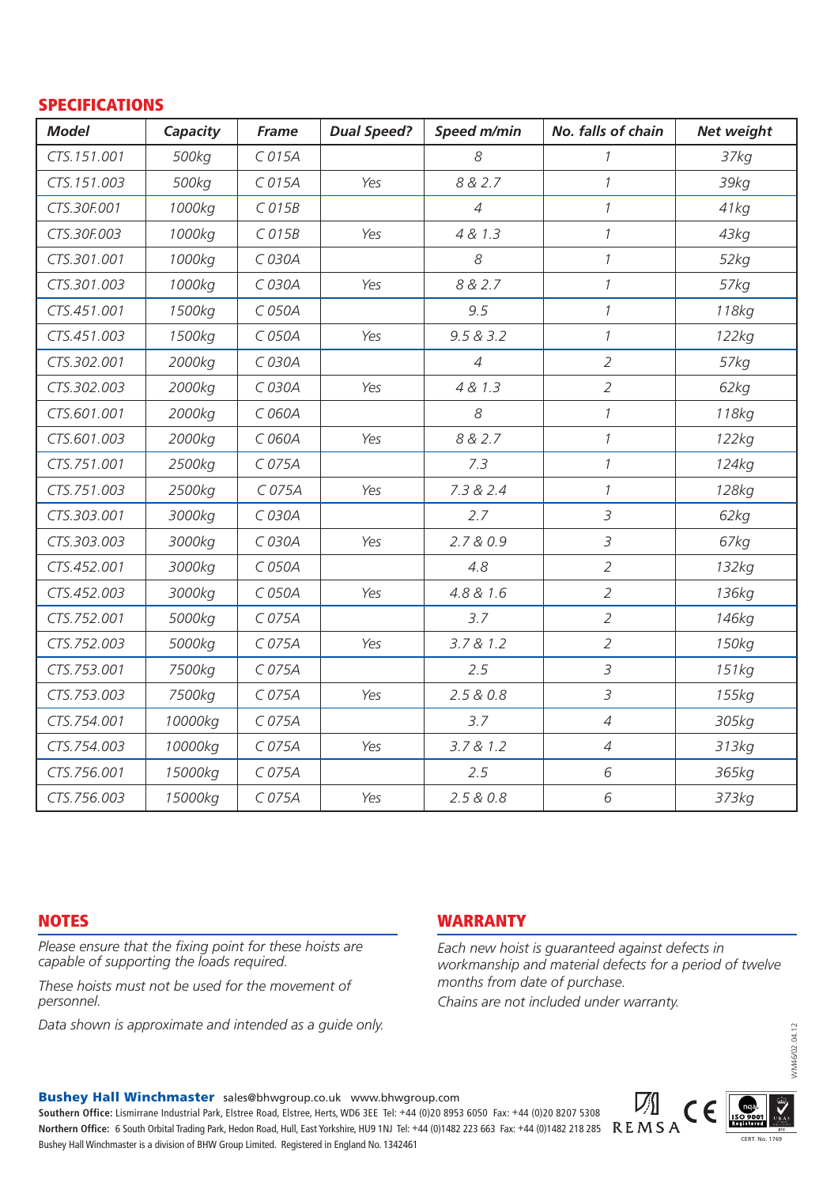## SPECIFICATIONS

| Model | Capacity | Frame | Dual Speed? | Speed m/min | No. falls of chain | Net weight |
|---|---|---|---|---|---|---|
| CTS.151.001 | 500kg | C 015A | | 8 | 1 | 37kg |
| CTS.151.003 | 500kg | C 015A | Yes | 8 & 2.7 | 1 | 39kg |
| CTS.30F.001 | 1000kg | C 015B | | 4 | 1 | 41kg |
| CTS.30F.003 | 1000kg | C 015B | Yes | 4 & 1.3 | 1 | 43kg |
| CTS.301.001 | 1000kg | C 030A | | 8 | 1 | 52kg |
| CTS.301.003 | 1000kg | C 030A | Yes | 8 & 2.7 | 1 | 57kg |
| CTS.451.001 | 1500kg | C 050A | | 9.5 | 1 | 118kg |
| CTS.451.003 | 1500kg | C 050A | Yes | 9.5 & 3.2 | 1 | 122kg |
| CTS.302.001 | 2000kg | C 030A | | 4 | 2 | 57kg |
| CTS.302.003 | 2000kg | C 030A | Yes | 4 & 1.3 | 2 | 62kg |
| CTS.601.001 | 2000kg | C 060A | | 8 | 1 | 118kg |
| CTS.601.003 | 2000kg | C 060A | Yes | 8 & 2.7 | 1 | 122kg |
| CTS.751.001 | 2500kg | C 075A | | 7.3 | 1 | 124kg |
| CTS.751.003 | 2500kg | C 075A | Yes | 7.3 & 2.4 | 1 | 128kg |
| CTS.303.001 | 3000kg | C 030A | | 2.7 | 3 | 62kg |
| CTS.303.003 | 3000kg | C 030A | Yes | 2.7 & 0.9 | 3 | 67kg |
| CTS.452.001 | 3000kg | C 050A | | 4.8 | 2 | 132kg |
| CTS.452.003 | 3000kg | C 050A | Yes | 4.8 & 1.6 | 2 | 136kg |
| CTS.752.001 | 5000kg | C 075A | | 3.7 | 2 | 146kg |
| CTS.752.003 | 5000kg | C 075A | Yes | 3.7 & 1.2 | 2 | 150kg |
| CTS.753.001 | 7500kg | C 075A | | 2.5 | 3 | 151kg |
| CTS.753.003 | 7500kg | C 075A | Yes | 2.5 & 0.8 | 3 | 155kg |
| CTS.754.001 | 10000kg | C 075A | | 3.7 | 4 | 305kg |
| CTS.754.003 | 10000kg | C 075A | Yes | 3.7 & 1.2 | 4 | 313kg |
| CTS.756.001 | 15000kg | C 075A | | 2.5 | 6 | 365kg |
| CTS.756.003 | 15000kg | C 075A | Yes | 2.5 & 0.8 | 6 | 373kg |

## NOTES

*Please ensure that the fixing point for these hoists are capable of supporting the loads required.*

*These hoists must not be used for the movement of personnel.*

*Data shown is approximate and intended as a guide only.*

## WARRANTY

*Each new hoist is guaranteed against defects in workmanship and material defects for a period of twelve months from date of purchase.*

*Chains are not included under warranty.*

WM46/02.04.12

**Bushey Hall Winchmaster** sales@bhwgroup.co.uk www.bhwgroup.com

**Southern Office:** Lismirrane Industrial Park, Elstree Road, Elstree, Herts, WD6 3EE Tel: +44 (0)20 8953 6050 Fax: +44 (0)20 8207 5308

**Northern Office:** 6 South Orbital Trading Park, Hedon Road, Hull, East Yorkshire, HU9 1NJ Tel: +44 (0)1482 223 663 Fax: +44 (0)1482 218 285

Bushey Hall Winchmaster is a division of BHW Group Limited. Registered in England No. 1342461

REMSA

ISO 9001 Registered

CERT. No. 1769